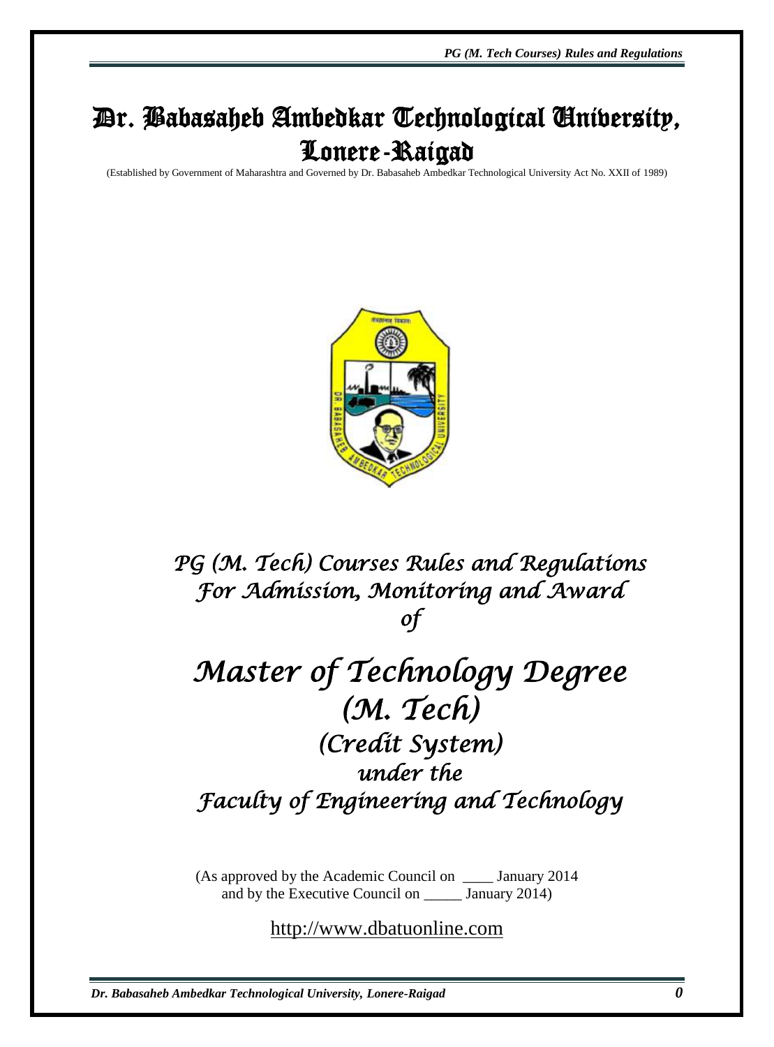# Dr. Babasaheb Ambedkar Technological University, Lonere-Raigad

(Established by Government of Maharashtra and Governed by Dr. Babasaheb Ambedkar Technological University Act No. XXII of 1989)

## *PG (M. Tech) Courses Rules and Regulations For Admission, Monitoring and Award of*

# *Master of Technology Degree (M. Tech)*

## *(Credit System) under the Faculty of Engineering and Technology*

(As approved by the Academic Council on \_\_\_\_ January 2014 and by the Executive Council on \_\_\_\_\_ January 2014)

http://www.dbatuonline.com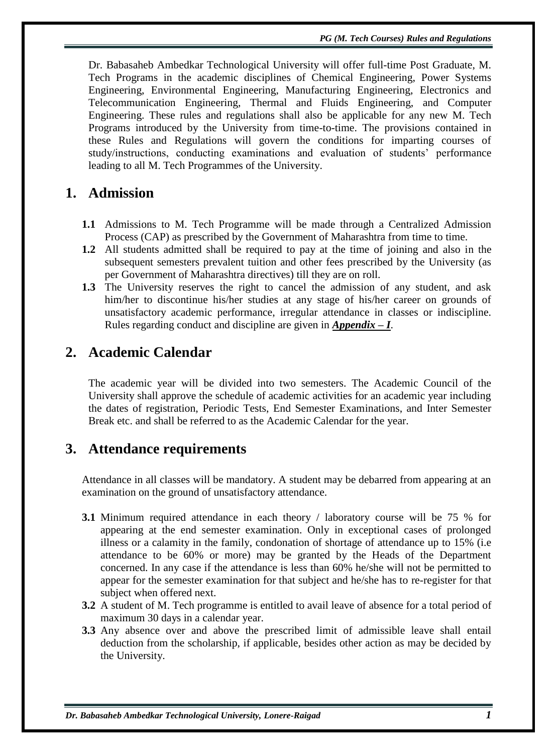Dr. Babasaheb Ambedkar Technological University will offer full-time Post Graduate, M. Tech Programs in the academic disciplines of Chemical Engineering, Power Systems Engineering, Environmental Engineering, Manufacturing Engineering, Electronics and Telecommunication Engineering, Thermal and Fluids Engineering, and Computer Engineering. These rules and regulations shall also be applicable for any new M. Tech Programs introduced by the University from time-to-time. The provisions contained in these Rules and Regulations will govern the conditions for imparting courses of study/instructions, conducting examinations and evaluation of students' performance leading to all M. Tech Programmes of the University.

## 1. Admission

**1.1** Admissions to M. Tech Programme will be made through a Centralized Admission Process (CAP) as prescribed by the Government of Maharashtra from time to time.

**1.2** All students admitted shall be required to pay at the time of joining and also in the subsequent semesters prevalent tuition and other fees prescribed by the University (as per Government of Maharashtra directives) till they are on roll.

**1.3** The University reserves the right to cancel the admission of any student, and ask him/her to discontinue his/her studies at any stage of his/her career on grounds of unsatisfactory academic performance, irregular attendance in classes or indiscipline. Rules regarding conduct and discipline are given in ***Appendix – I***.

## 2. Academic Calendar

The academic year will be divided into two semesters. The Academic Council of the University shall approve the schedule of academic activities for an academic year including the dates of registration, Periodic Tests, End Semester Examinations, and Inter Semester Break etc. and shall be referred to as the Academic Calendar for the year.

## 3. Attendance requirements

Attendance in all classes will be mandatory. A student may be debarred from appearing at an examination on the ground of unsatisfactory attendance.

**3.1** Minimum required attendance in each theory / laboratory course will be 75 % for appearing at the end semester examination. Only in exceptional cases of prolonged illness or a calamity in the family, condonation of shortage of attendance up to 15% (i.e attendance to be 60% or more) may be granted by the Heads of the Department concerned. In any case if the attendance is less than 60% he/she will not be permitted to appear for the semester examination for that subject and he/she has to re-register for that subject when offered next.

**3.2** A student of M. Tech programme is entitled to avail leave of absence for a total period of maximum 30 days in a calendar year.

**3.3** Any absence over and above the prescribed limit of admissible leave shall entail deduction from the scholarship, if applicable, besides other action as may be decided by the University.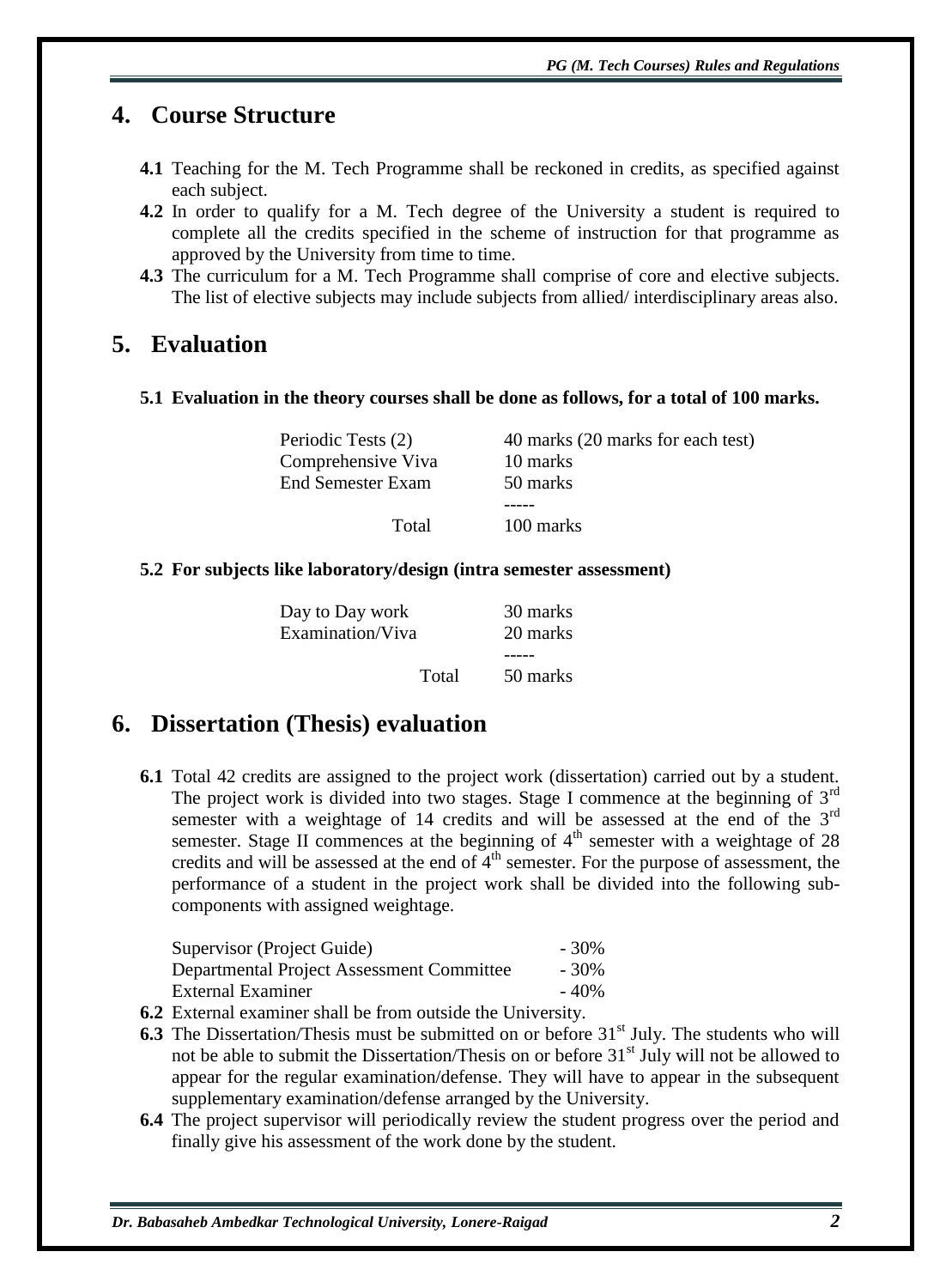## 4. Course Structure

**4.1** Teaching for the M. Tech Programme shall be reckoned in credits, as specified against each subject.

**4.2** In order to qualify for a M. Tech degree of the University a student is required to complete all the credits specified in the scheme of instruction for that programme as approved by the University from time to time.

**4.3** The curriculum for a M. Tech Programme shall comprise of core and elective subjects. The list of elective subjects may include subjects from allied/ interdisciplinary areas also.

## 5. Evaluation

**5.1 Evaluation in the theory courses shall be done as follows, for a total of 100 marks.**

| | |
|---|---|
| Periodic Tests (2) | 40 marks (20 marks for each test) |
| Comprehensive Viva | 10 marks |
| End Semester Exam | 50 marks |
| | ----- |
| Total | 100 marks |

**5.2 For subjects like laboratory/design (intra semester assessment)**

| | |
|---|---|
| Day to Day work | 30 marks |
| Examination/Viva | 20 marks |
| | ----- |
| Total | 50 marks |

## 6. Dissertation (Thesis) evaluation

**6.1** Total 42 credits are assigned to the project work (dissertation) carried out by a student. The project work is divided into two stages. Stage I commence at the beginning of 3rd semester with a weightage of 14 credits and will be assessed at the end of the 3rd semester. Stage II commences at the beginning of 4th semester with a weightage of 28 credits and will be assessed at the end of 4th semester. For the purpose of assessment, the performance of a student in the project work shall be divided into the following sub-components with assigned weightage.

| | |
|---|---|
| Supervisor (Project Guide) | - 30% |
| Departmental Project Assessment Committee | - 30% |
| External Examiner | - 40% |

**6.2** External examiner shall be from outside the University.

**6.3** The Dissertation/Thesis must be submitted on or before 31st July. The students who will not be able to submit the Dissertation/Thesis on or before 31st July will not be allowed to appear for the regular examination/defense. They will have to appear in the subsequent supplementary examination/defense arranged by the University.

**6.4** The project supervisor will periodically review the student progress over the period and finally give his assessment of the work done by the student.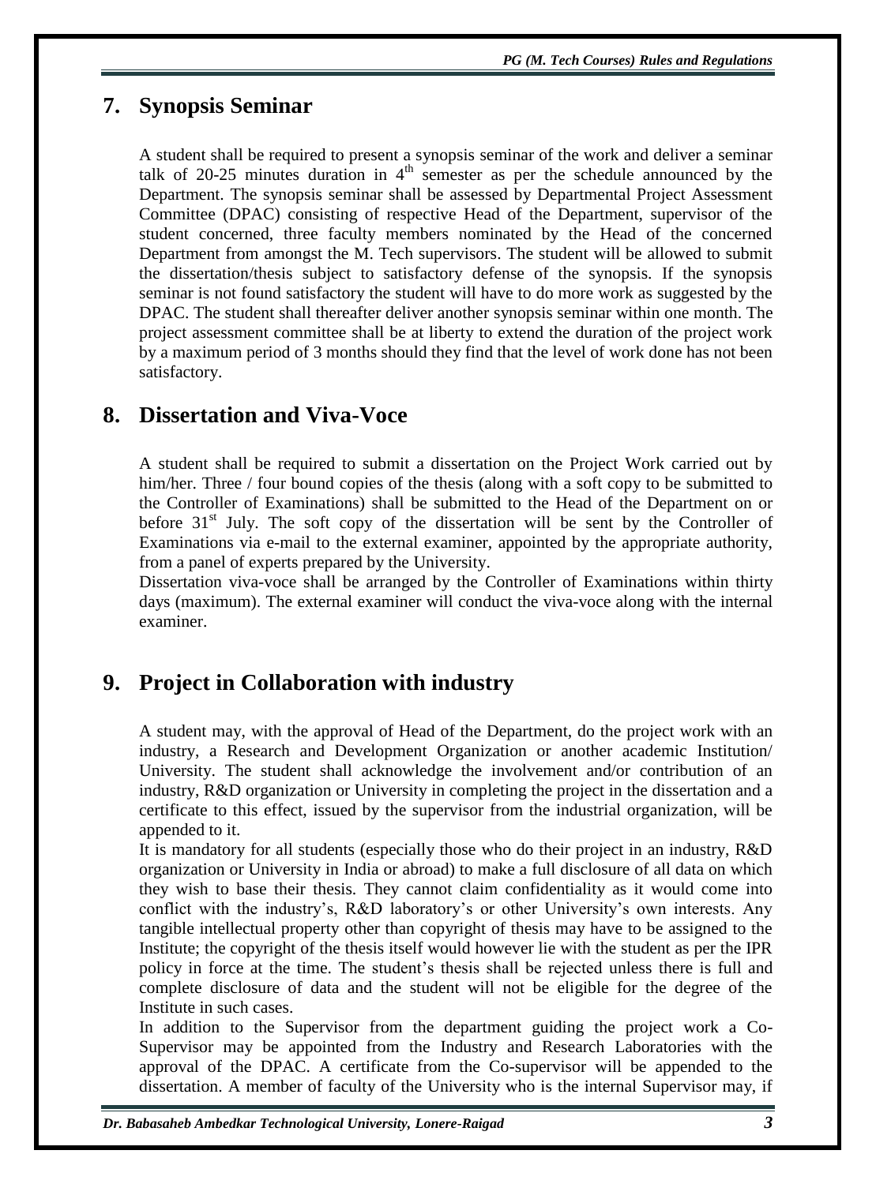## 7. Synopsis Seminar

A student shall be required to present a synopsis seminar of the work and deliver a seminar talk of 20-25 minutes duration in 4th semester as per the schedule announced by the Department. The synopsis seminar shall be assessed by Departmental Project Assessment Committee (DPAC) consisting of respective Head of the Department, supervisor of the student concerned, three faculty members nominated by the Head of the concerned Department from amongst the M. Tech supervisors. The student will be allowed to submit the dissertation/thesis subject to satisfactory defense of the synopsis. If the synopsis seminar is not found satisfactory the student will have to do more work as suggested by the DPAC. The student shall thereafter deliver another synopsis seminar within one month. The project assessment committee shall be at liberty to extend the duration of the project work by a maximum period of 3 months should they find that the level of work done has not been satisfactory.

## 8. Dissertation and Viva-Voce

A student shall be required to submit a dissertation on the Project Work carried out by him/her. Three / four bound copies of the thesis (along with a soft copy to be submitted to the Controller of Examinations) shall be submitted to the Head of the Department on or before 31st July. The soft copy of the dissertation will be sent by the Controller of Examinations via e-mail to the external examiner, appointed by the appropriate authority, from a panel of experts prepared by the University.

Dissertation viva-voce shall be arranged by the Controller of Examinations within thirty days (maximum). The external examiner will conduct the viva-voce along with the internal examiner.

## 9. Project in Collaboration with industry

A student may, with the approval of Head of the Department, do the project work with an industry, a Research and Development Organization or another academic Institution/ University. The student shall acknowledge the involvement and/or contribution of an industry, R&D organization or University in completing the project in the dissertation and a certificate to this effect, issued by the supervisor from the industrial organization, will be appended to it.

It is mandatory for all students (especially those who do their project in an industry, R&D organization or University in India or abroad) to make a full disclosure of all data on which they wish to base their thesis. They cannot claim confidentiality as it would come into conflict with the industry's, R&D laboratory's or other University's own interests. Any tangible intellectual property other than copyright of thesis may have to be assigned to the Institute; the copyright of the thesis itself would however lie with the student as per the IPR policy in force at the time. The student's thesis shall be rejected unless there is full and complete disclosure of data and the student will not be eligible for the degree of the Institute in such cases.

In addition to the Supervisor from the department guiding the project work a Co-Supervisor may be appointed from the Industry and Research Laboratories with the approval of the DPAC. A certificate from the Co-supervisor will be appended to the dissertation. A member of faculty of the University who is the internal Supervisor may, if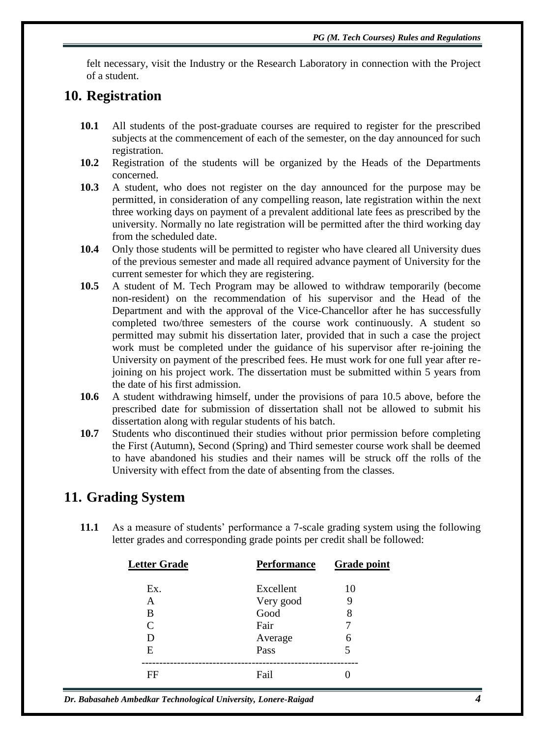felt necessary, visit the Industry or the Research Laboratory in connection with the Project of a student.

## 10. Registration

**10.1** All students of the post-graduate courses are required to register for the prescribed subjects at the commencement of each of the semester, on the day announced for such registration.

**10.2** Registration of the students will be organized by the Heads of the Departments concerned.

**10.3** A student, who does not register on the day announced for the purpose may be permitted, in consideration of any compelling reason, late registration within the next three working days on payment of a prevalent additional late fees as prescribed by the university. Normally no late registration will be permitted after the third working day from the scheduled date.

**10.4** Only those students will be permitted to register who have cleared all University dues of the previous semester and made all required advance payment of University for the current semester for which they are registering.

**10.5** A student of M. Tech Program may be allowed to withdraw temporarily (become non-resident) on the recommendation of his supervisor and the Head of the Department and with the approval of the Vice-Chancellor after he has successfully completed two/three semesters of the course work continuously. A student so permitted may submit his dissertation later, provided that in such a case the project work must be completed under the guidance of his supervisor after re-joining the University on payment of the prescribed fees. He must work for one full year after re-joining on his project work. The dissertation must be submitted within 5 years from the date of his first admission.

**10.6** A student withdrawing himself, under the provisions of para 10.5 above, before the prescribed date for submission of dissertation shall not be allowed to submit his dissertation along with regular students of his batch.

**10.7** Students who discontinued their studies without prior permission before completing the First (Autumn), Second (Spring) and Third semester course work shall be deemed to have abandoned his studies and their names will be struck off the rolls of the University with effect from the date of absenting from the classes.

## 11. Grading System

**11.1** As a measure of students' performance a 7-scale grading system using the following letter grades and corresponding grade points per credit shall be followed:

| Letter Grade | Performance | Grade point |
|---|---|---|
| Ex. | Excellent | 10 |
| A | Very good | 9 |
| B | Good | 8 |
| C | Fair | 7 |
| D | Average | 6 |
| E | Pass | 5 |
| FF | Fail | 0 |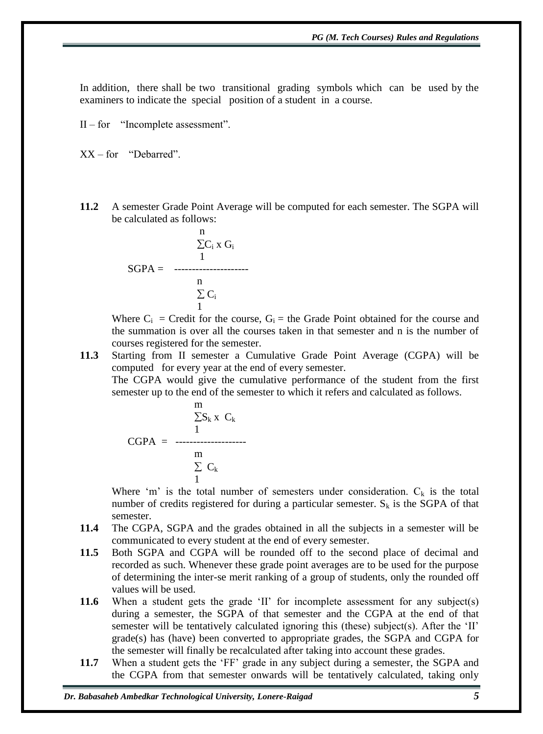In addition, there shall be two transitional grading symbols which can be used by the examiners to indicate the special position of a student in a course.

II – for "Incomplete assessment".

XX – for "Debarred".

**11.2** A semester Grade Point Average will be computed for each semester. The SGPA will be calculated as follows:

$$SGPA = \frac{\sum_{1}^{n} C_i \times G_i}{\sum_{1}^{n} C_i}$$

Where $C_i$ = Credit for the course, $G_i$ = the Grade Point obtained for the course and the summation is over all the courses taken in that semester and n is the number of courses registered for the semester.

**11.3** Starting from II semester a Cumulative Grade Point Average (CGPA) will be computed for every year at the end of every semester.

The CGPA would give the cumulative performance of the student from the first semester up to the end of the semester to which it refers and calculated as follows.

$$CGPA = \frac{\sum_{1}^{m} S_k \times C_k}{\sum_{1}^{m} C_k}$$

Where 'm' is the total number of semesters under consideration. $C_k$ is the total number of credits registered for during a particular semester. $S_k$ is the SGPA of that semester.

**11.4** The CGPA, SGPA and the grades obtained in all the subjects in a semester will be communicated to every student at the end of every semester.

**11.5** Both SGPA and CGPA will be rounded off to the second place of decimal and recorded as such. Whenever these grade point averages are to be used for the purpose of determining the inter-se merit ranking of a group of students, only the rounded off values will be used.

**11.6** When a student gets the grade 'II' for incomplete assessment for any subject(s) during a semester, the SGPA of that semester and the CGPA at the end of that semester will be tentatively calculated ignoring this (these) subject(s). After the 'II' grade(s) has (have) been converted to appropriate grades, the SGPA and CGPA for the semester will finally be recalculated after taking into account these grades.

**11.7** When a student gets the 'FF' grade in any subject during a semester, the SGPA and the CGPA from that semester onwards will be tentatively calculated, taking only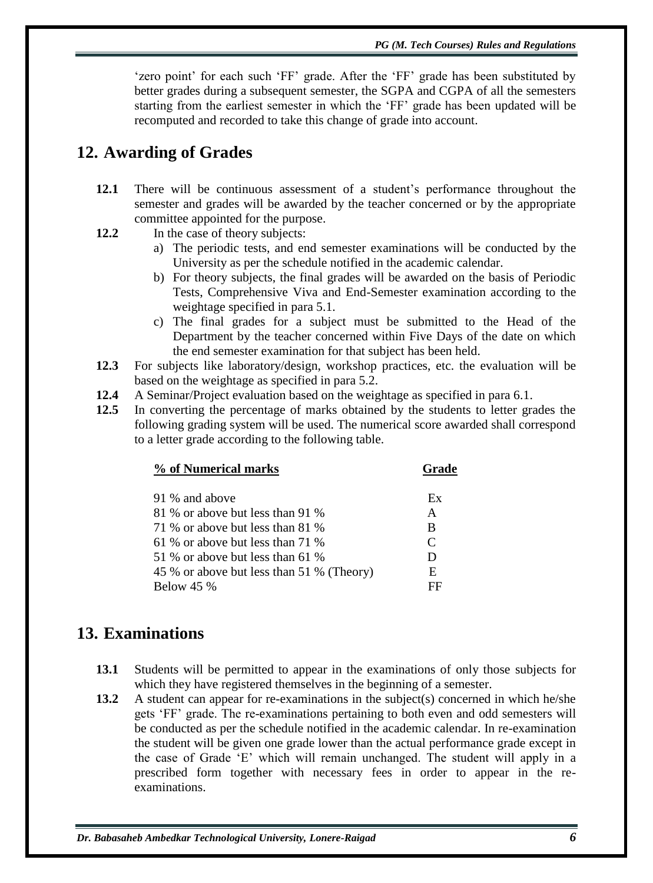'zero point' for each such 'FF' grade. After the 'FF' grade has been substituted by better grades during a subsequent semester, the SGPA and CGPA of all the semesters starting from the earliest semester in which the 'FF' grade has been updated will be recomputed and recorded to take this change of grade into account.

## 12. Awarding of Grades

**12.1** There will be continuous assessment of a student's performance throughout the semester and grades will be awarded by the teacher concerned or by the appropriate committee appointed for the purpose.

**12.2** In the case of theory subjects:

a) The periodic tests, and end semester examinations will be conducted by the University as per the schedule notified in the academic calendar.

b) For theory subjects, the final grades will be awarded on the basis of Periodic Tests, Comprehensive Viva and End-Semester examination according to the weightage specified in para 5.1.

c) The final grades for a subject must be submitted to the Head of the Department by the teacher concerned within Five Days of the date on which the end semester examination for that subject has been held.

**12.3** For subjects like laboratory/design, workshop practices, etc. the evaluation will be based on the weightage as specified in para 5.2.

**12.4** A Seminar/Project evaluation based on the weightage as specified in para 6.1.

**12.5** In converting the percentage of marks obtained by the students to letter grades the following grading system will be used. The numerical score awarded shall correspond to a letter grade according to the following table.

| % of Numerical marks | Grade |
|---|---|
| 91 % and above | Ex |
| 81 % or above but less than 91 % | A |
| 71 % or above but less than 81 % | B |
| 61 % or above but less than 71 % | C |
| 51 % or above but less than 61 % | D |
| 45 % or above but less than 51 % (Theory) | E |
| Below 45 % | FF |

## 13. Examinations

**13.1** Students will be permitted to appear in the examinations of only those subjects for which they have registered themselves in the beginning of a semester.

**13.2** A student can appear for re-examinations in the subject(s) concerned in which he/she gets 'FF' grade. The re-examinations pertaining to both even and odd semesters will be conducted as per the schedule notified in the academic calendar. In re-examination the student will be given one grade lower than the actual performance grade except in the case of Grade 'E' which will remain unchanged. The student will apply in a prescribed form together with necessary fees in order to appear in the re-examinations.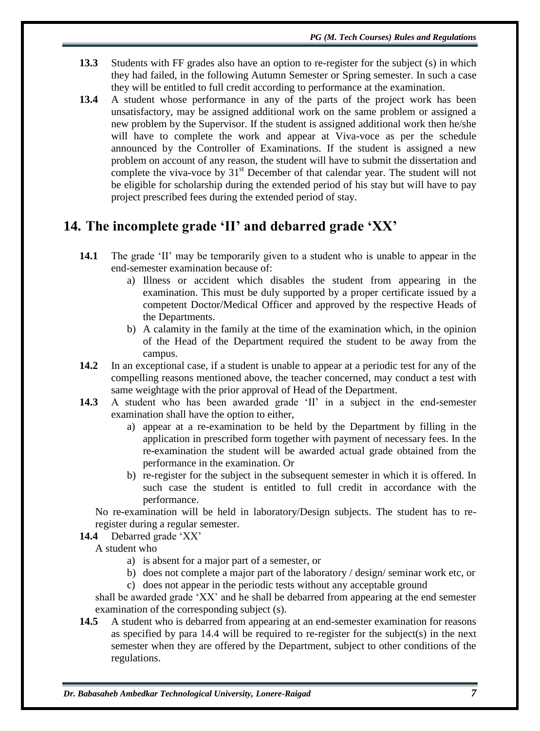**13.3** Students with FF grades also have an option to re-register for the subject (s) in which they had failed, in the following Autumn Semester or Spring semester. In such a case they will be entitled to full credit according to performance at the examination.

**13.4** A student whose performance in any of the parts of the project work has been unsatisfactory, may be assigned additional work on the same problem or assigned a new problem by the Supervisor. If the student is assigned additional work then he/she will have to complete the work and appear at Viva-voce as per the schedule announced by the Controller of Examinations. If the student is assigned a new problem on account of any reason, the student will have to submit the dissertation and complete the viva-voce by 31st December of that calendar year. The student will not be eligible for scholarship during the extended period of his stay but will have to pay project prescribed fees during the extended period of stay.

## 14. The incomplete grade 'II' and debarred grade 'XX'

**14.1** The grade 'II' may be temporarily given to a student who is unable to appear in the end-semester examination because of:

a) Illness or accident which disables the student from appearing in the examination. This must be duly supported by a proper certificate issued by a competent Doctor/Medical Officer and approved by the respective Heads of the Departments.

b) A calamity in the family at the time of the examination which, in the opinion of the Head of the Department required the student to be away from the campus.

**14.2** In an exceptional case, if a student is unable to appear at a periodic test for any of the compelling reasons mentioned above, the teacher concerned, may conduct a test with same weightage with the prior approval of Head of the Department.

**14.3** A student who has been awarded grade 'II' in a subject in the end-semester examination shall have the option to either,

a) appear at a re-examination to be held by the Department by filling in the application in prescribed form together with payment of necessary fees. In the re-examination the student will be awarded actual grade obtained from the performance in the examination. Or

b) re-register for the subject in the subsequent semester in which it is offered. In such case the student is entitled to full credit in accordance with the performance.

No re-examination will be held in laboratory/Design subjects. The student has to re-register during a regular semester.

**14.4** Debarred grade 'XX'

A student who

a) is absent for a major part of a semester, or

b) does not complete a major part of the laboratory / design/ seminar work etc, or

c) does not appear in the periodic tests without any acceptable ground

shall be awarded grade 'XX' and he shall be debarred from appearing at the end semester examination of the corresponding subject (s).

**14.5** A student who is debarred from appearing at an end-semester examination for reasons as specified by para 14.4 will be required to re-register for the subject(s) in the next semester when they are offered by the Department, subject to other conditions of the regulations.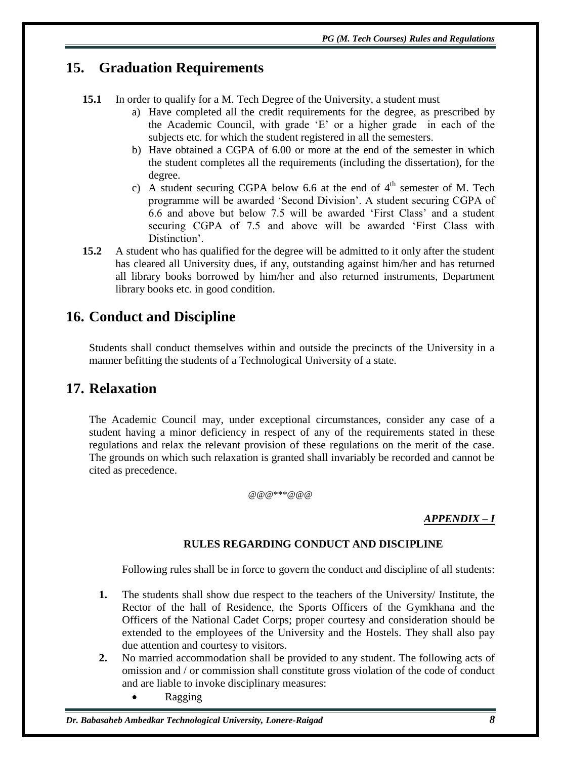## 15. Graduation Requirements

**15.1** In order to qualify for a M. Tech Degree of the University, a student must

a) Have completed all the credit requirements for the degree, as prescribed by the Academic Council, with grade 'E' or a higher grade in each of the subjects etc. for which the student registered in all the semesters.

b) Have obtained a CGPA of 6.00 or more at the end of the semester in which the student completes all the requirements (including the dissertation), for the degree.

c) A student securing CGPA below 6.6 at the end of 4$^{th}$ semester of M. Tech programme will be awarded 'Second Division'. A student securing CGPA of 6.6 and above but below 7.5 will be awarded 'First Class' and a student securing CGPA of 7.5 and above will be awarded 'First Class with Distinction'.

**15.2** A student who has qualified for the degree will be admitted to it only after the student has cleared all University dues, if any, outstanding against him/her and has returned all library books borrowed by him/her and also returned instruments, Department library books etc. in good condition.

## 16. Conduct and Discipline

Students shall conduct themselves within and outside the precincts of the University in a manner befitting the students of a Technological University of a state.

## 17. Relaxation

The Academic Council may, under exceptional circumstances, consider any case of a student having a minor deficiency in respect of any of the requirements stated in these regulations and relax the relevant provision of these regulations on the merit of the case. The grounds on which such relaxation is granted shall invariably be recorded and cannot be cited as precedence.

@@@***@@@

***APPENDIX – I***

**RULES REGARDING CONDUCT AND DISCIPLINE**

Following rules shall be in force to govern the conduct and discipline of all students:

1. The students shall show due respect to the teachers of the University/ Institute, the Rector of the hall of Residence, the Sports Officers of the Gymkhana and the Officers of the National Cadet Corps; proper courtesy and consideration should be extended to the employees of the University and the Hostels. They shall also pay due attention and courtesy to visitors.
2. No married accommodation shall be provided to any student. The following acts of omission and / or commission shall constitute gross violation of the code of conduct and are liable to invoke disciplinary measures:
   - Ragging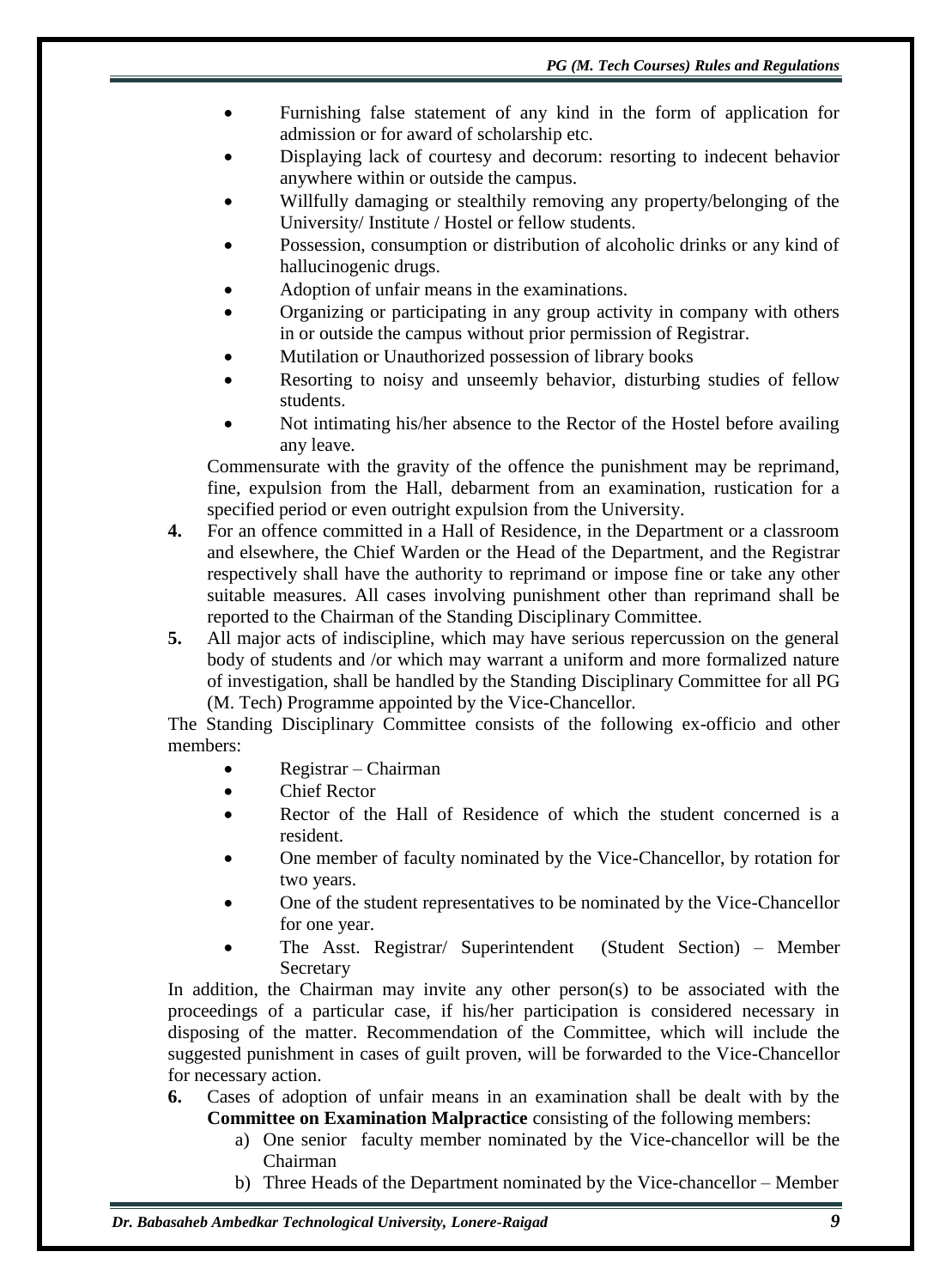- Furnishing false statement of any kind in the form of application for admission or for award of scholarship etc.
- Displaying lack of courtesy and decorum: resorting to indecent behavior anywhere within or outside the campus.
- Willfully damaging or stealthily removing any property/belonging of the University/ Institute / Hostel or fellow students.
- Possession, consumption or distribution of alcoholic drinks or any kind of hallucinogenic drugs.
- Adoption of unfair means in the examinations.
- Organizing or participating in any group activity in company with others in or outside the campus without prior permission of Registrar.
- Mutilation or Unauthorized possession of library books
- Resorting to noisy and unseemly behavior, disturbing studies of fellow students.
- Not intimating his/her absence to the Rector of the Hostel before availing any leave.

Commensurate with the gravity of the offence the punishment may be reprimand, fine, expulsion from the Hall, debarment from an examination, rustication for a specified period or even outright expulsion from the University.

**4.** For an offence committed in a Hall of Residence, in the Department or a classroom and elsewhere, the Chief Warden or the Head of the Department, and the Registrar respectively shall have the authority to reprimand or impose fine or take any other suitable measures. All cases involving punishment other than reprimand shall be reported to the Chairman of the Standing Disciplinary Committee.

**5.** All major acts of indiscipline, which may have serious repercussion on the general body of students and /or which may warrant a uniform and more formalized nature of investigation, shall be handled by the Standing Disciplinary Committee for all PG (M. Tech) Programme appointed by the Vice-Chancellor.

The Standing Disciplinary Committee consists of the following ex-officio and other members:

- Registrar – Chairman
- Chief Rector
- Rector of the Hall of Residence of which the student concerned is a resident.
- One member of faculty nominated by the Vice-Chancellor, by rotation for two years.
- One of the student representatives to be nominated by the Vice-Chancellor for one year.
- The Asst. Registrar/ Superintendent (Student Section) – Member Secretary

In addition, the Chairman may invite any other person(s) to be associated with the proceedings of a particular case, if his/her participation is considered necessary in disposing of the matter. Recommendation of the Committee, which will include the suggested punishment in cases of guilt proven, will be forwarded to the Vice-Chancellor for necessary action.

**6.** Cases of adoption of unfair means in an examination shall be dealt with by the **Committee on Examination Malpractice** consisting of the following members:

a) One senior faculty member nominated by the Vice-chancellor will be the Chairman

b) Three Heads of the Department nominated by the Vice-chancellor – Member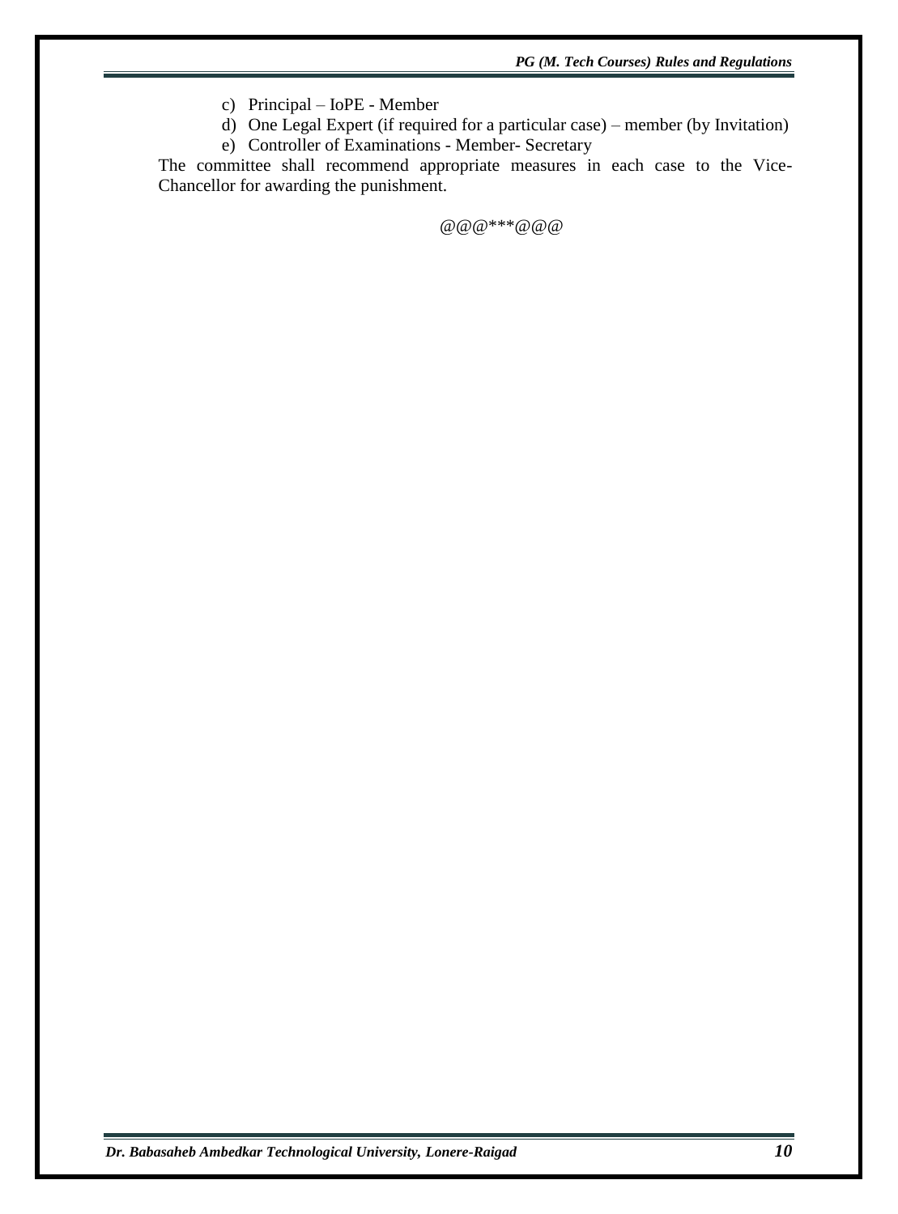c) Principal – IoPE - Member
d) One Legal Expert (if required for a particular case) – member (by Invitation)
e) Controller of Examinations - Member- Secretary

The committee shall recommend appropriate measures in each case to the Vice-Chancellor for awarding the punishment.

@@@***@@@